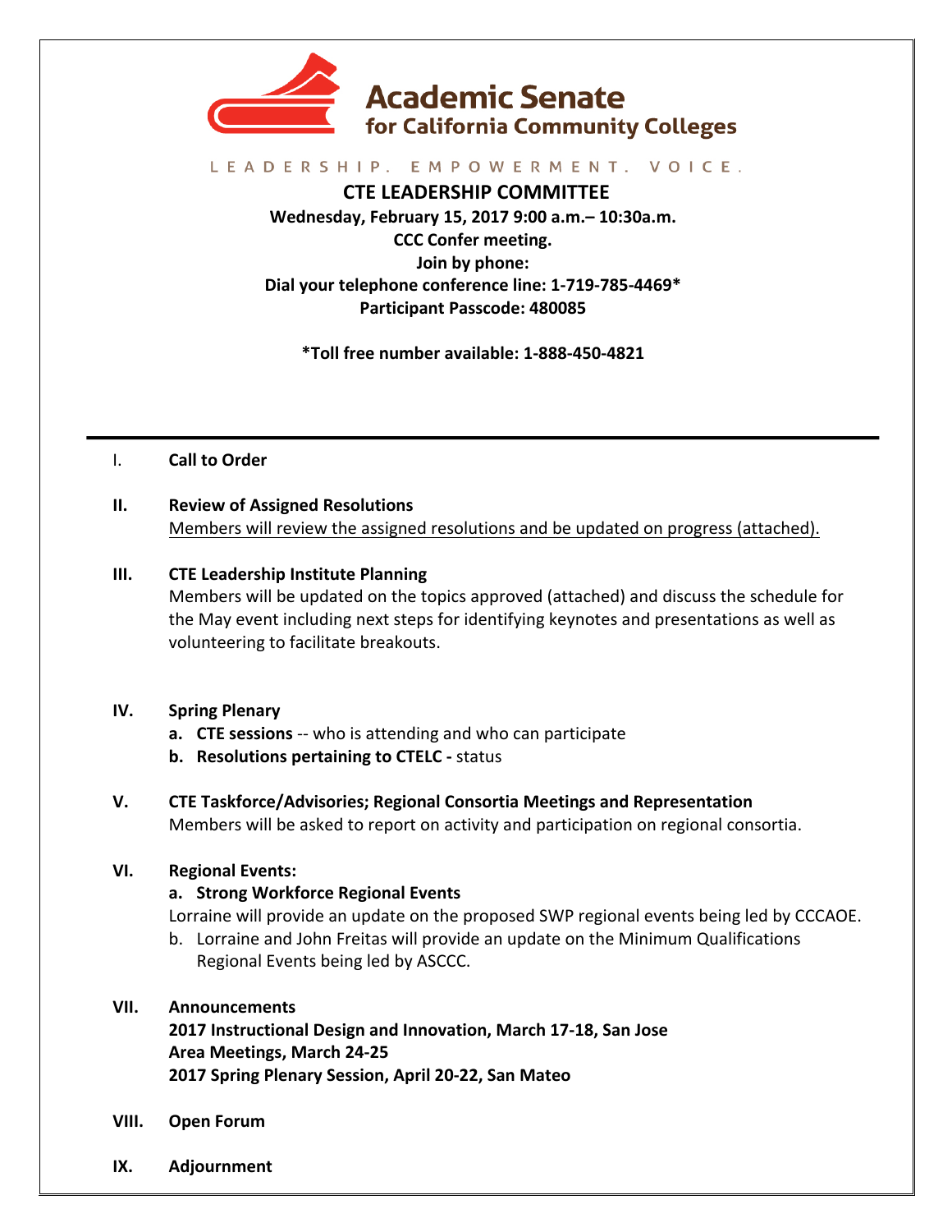# Academic Senate for California Community Colleges

LEADERSHIP. EMPOWERMENT. VOICE.

## CTE LEADERSHIP COMMITTEE

**Wednesday, February 15, 2017 9:00 a.m.– 10:30a.m.**
**CCC Confer meeting.**
**Join by phone:**
**Dial your telephone conference line: 1-719-785-4469***
**Participant Passcode: 480085**

***Toll free number available: 1-888-450-4821**

---

I. **Call to Order**

II. **Review of Assigned Resolutions**
Members will review the assigned resolutions and be updated on progress (attached).

III. **CTE Leadership Institute Planning**
Members will be updated on the topics approved (attached) and discuss the schedule for the May event including next steps for identifying keynotes and presentations as well as volunteering to facilitate breakouts.

IV. **Spring Plenary**
   a. **CTE sessions** -- who is attending and who can participate
   b. **Resolutions pertaining to CTELC -** status

V. **CTE Taskforce/Advisories; Regional Consortia Meetings and Representation**
Members will be asked to report on activity and participation on regional consortia.

VI. **Regional Events:**
   a. **Strong Workforce Regional Events**
   Lorraine will provide an update on the proposed SWP regional events being led by CCCAOE.
   b. Lorraine and John Freitas will provide an update on the Minimum Qualifications Regional Events being led by ASCCC.

VII. **Announcements**
**2017 Instructional Design and Innovation, March 17-18, San Jose**
**Area Meetings, March 24-25**
**2017 Spring Plenary Session, April 20-22, San Mateo**

VIII. **Open Forum**

IX. **Adjournment**